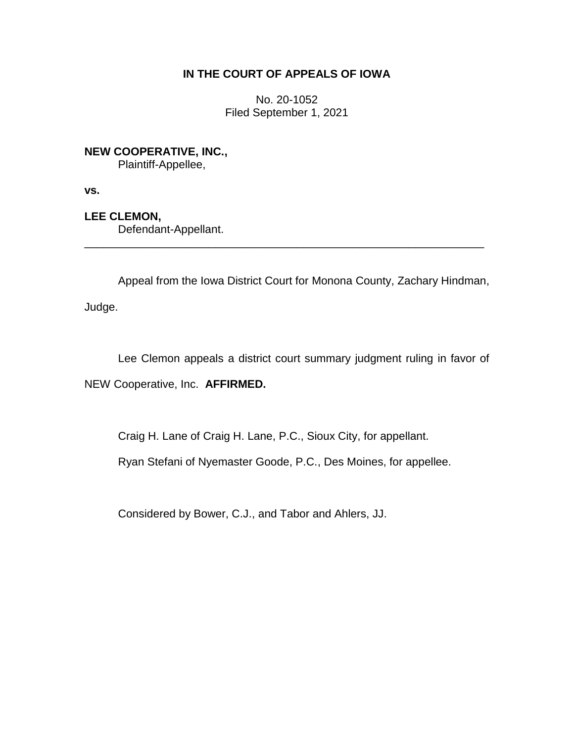**IN THE COURT OF APPEALS OF IOWA**

No. 20-1052
Filed September 1, 2021

**NEW COOPERATIVE, INC.,**
Plaintiff-Appellee,

**vs.**

**LEE CLEMON,**
Defendant-Appellant.

---

Appeal from the Iowa District Court for Monona County, Zachary Hindman, Judge.

Lee Clemon appeals a district court summary judgment ruling in favor of NEW Cooperative, Inc. **AFFIRMED.**

Craig H. Lane of Craig H. Lane, P.C., Sioux City, for appellant.

Ryan Stefani of Nyemaster Goode, P.C., Des Moines, for appellee.

Considered by Bower, C.J., and Tabor and Ahlers, JJ.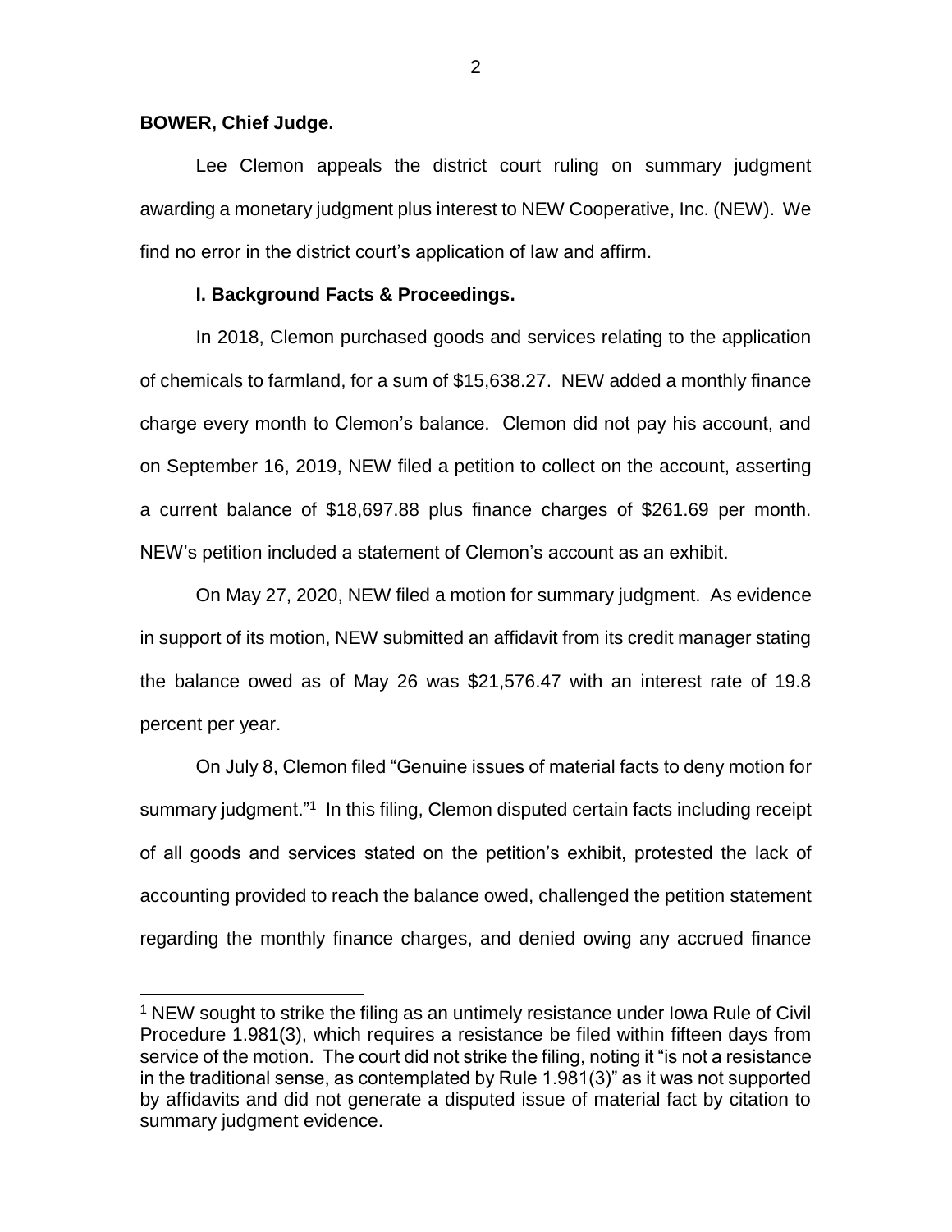**BOWER, Chief Judge.**

Lee Clemon appeals the district court ruling on summary judgment awarding a monetary judgment plus interest to NEW Cooperative, Inc. (NEW). We find no error in the district court's application of law and affirm.

## I. Background Facts & Proceedings.

In 2018, Clemon purchased goods and services relating to the application of chemicals to farmland, for a sum of $15,638.27. NEW added a monthly finance charge every month to Clemon's balance. Clemon did not pay his account, and on September 16, 2019, NEW filed a petition to collect on the account, asserting a current balance of $18,697.88 plus finance charges of $261.69 per month. NEW's petition included a statement of Clemon's account as an exhibit.

On May 27, 2020, NEW filed a motion for summary judgment. As evidence in support of its motion, NEW submitted an affidavit from its credit manager stating the balance owed as of May 26 was $21,576.47 with an interest rate of 19.8 percent per year.

On July 8, Clemon filed "Genuine issues of material facts to deny motion for summary judgment."[1] In this filing, Clemon disputed certain facts including receipt of all goods and services stated on the petition's exhibit, protested the lack of accounting provided to reach the balance owed, challenged the petition statement regarding the monthly finance charges, and denied owing any accrued finance

[1] NEW sought to strike the filing as an untimely resistance under Iowa Rule of Civil Procedure 1.981(3), which requires a resistance be filed within fifteen days from service of the motion. The court did not strike the filing, noting it "is not a resistance in the traditional sense, as contemplated by Rule 1.981(3)" as it was not supported by affidavits and did not generate a disputed issue of material fact by citation to summary judgment evidence.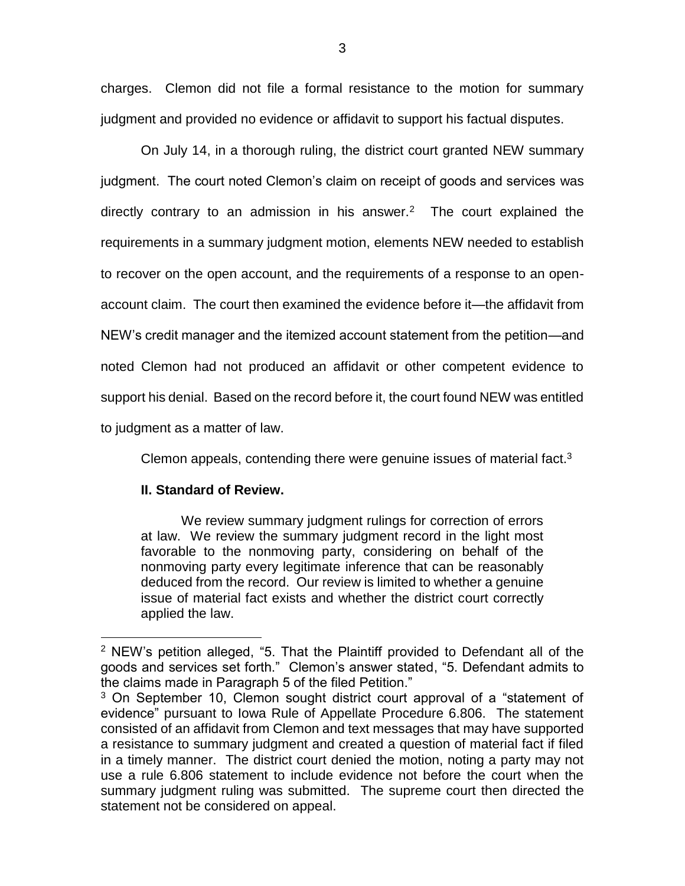charges. Clemon did not file a formal resistance to the motion for summary judgment and provided no evidence or affidavit to support his factual disputes.

On July 14, in a thorough ruling, the district court granted NEW summary judgment. The court noted Clemon's claim on receipt of goods and services was directly contrary to an admission in his answer.[2] The court explained the requirements in a summary judgment motion, elements NEW needed to establish to recover on the open account, and the requirements of a response to an open-account claim. The court then examined the evidence before it—the affidavit from NEW's credit manager and the itemized account statement from the petition—and noted Clemon had not produced an affidavit or other competent evidence to support his denial. Based on the record before it, the court found NEW was entitled to judgment as a matter of law.

Clemon appeals, contending there were genuine issues of material fact.[3]

## II. Standard of Review.

> We review summary judgment rulings for correction of errors at law. We review the summary judgment record in the light most favorable to the nonmoving party, considering on behalf of the nonmoving party every legitimate inference that can be reasonably deduced from the record. Our review is limited to whether a genuine issue of material fact exists and whether the district court correctly applied the law.

---

[2] NEW's petition alleged, "5. That the Plaintiff provided to Defendant all of the goods and services set forth." Clemon's answer stated, "5. Defendant admits to the claims made in Paragraph 5 of the filed Petition."

[3] On September 10, Clemon sought district court approval of a "statement of evidence" pursuant to Iowa Rule of Appellate Procedure 6.806. The statement consisted of an affidavit from Clemon and text messages that may have supported a resistance to summary judgment and created a question of material fact if filed in a timely manner. The district court denied the motion, noting a party may not use a rule 6.806 statement to include evidence not before the court when the summary judgment ruling was submitted. The supreme court then directed the statement not be considered on appeal.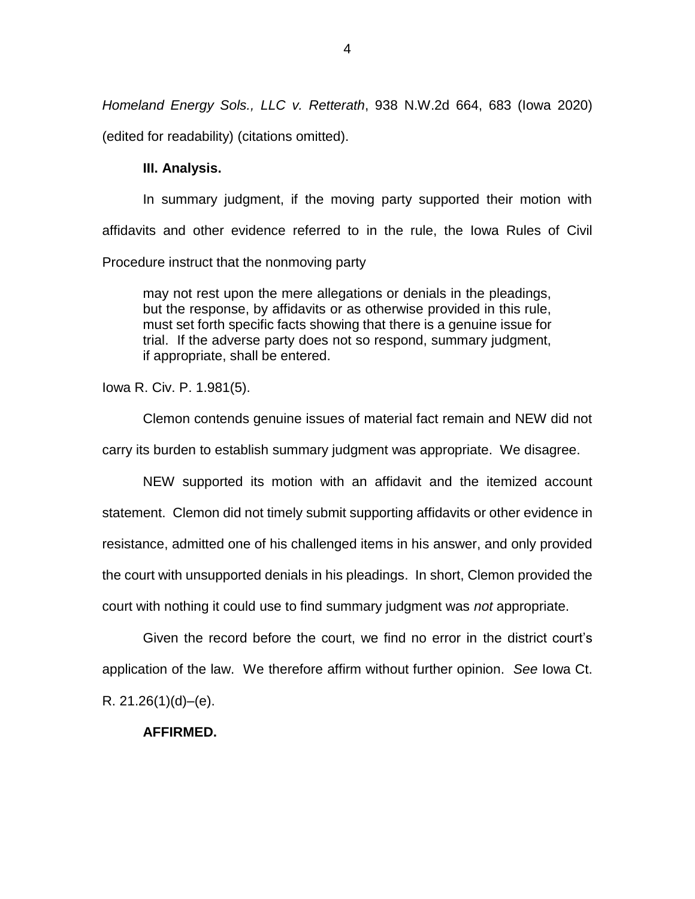*Homeland Energy Sols., LLC v. Retterath*, 938 N.W.2d 664, 683 (Iowa 2020) (edited for readability) (citations omitted).

### III. Analysis.

In summary judgment, if the moving party supported their motion with affidavits and other evidence referred to in the rule, the Iowa Rules of Civil Procedure instruct that the nonmoving party

> may not rest upon the mere allegations or denials in the pleadings, but the response, by affidavits or as otherwise provided in this rule, must set forth specific facts showing that there is a genuine issue for trial. If the adverse party does not so respond, summary judgment, if appropriate, shall be entered.

Iowa R. Civ. P. 1.981(5).

Clemon contends genuine issues of material fact remain and NEW did not carry its burden to establish summary judgment was appropriate. We disagree.

NEW supported its motion with an affidavit and the itemized account statement. Clemon did not timely submit supporting affidavits or other evidence in resistance, admitted one of his challenged items in his answer, and only provided the court with unsupported denials in his pleadings. In short, Clemon provided the court with nothing it could use to find summary judgment was *not* appropriate.

Given the record before the court, we find no error in the district court's application of the law. We therefore affirm without further opinion. *See* Iowa Ct. R. 21.26(1)(d)–(e).

**AFFIRMED.**